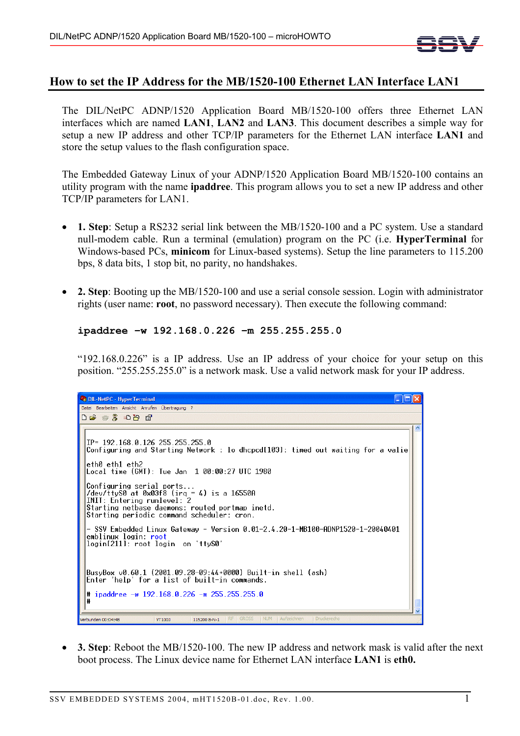## How to set the IP Address for the MB/1520-100 Ethernet LAN Interface LAN1

The DIL/NetPC ADNP/1520 Application Board MB/1520-100 offers three Ethernet LAN interfaces which are named **LAN1**, **LAN2** and **LAN3**. This document describes a simple way for setup a new IP address and other TCP/IP parameters for the Ethernet LAN interface **LAN1** and store the setup values to the flash configuration space.

The Embedded Gateway Linux of your ADNP/1520 Application Board MB/1520-100 contains an utility program with the name **ipaddree**. This program allows you to set a new IP address and other TCP/IP parameters for LAN1.

- **1. Step**: Setup a RS232 serial link between the MB/1520-100 and a PC system. Use a standard null-modem cable. Run a terminal (emulation) program on the PC (i.e. **HyperTerminal** for Windows-based PCs, **minicom** for Linux-based systems). Setup the line parameters to 115.200 bps, 8 data bits, 1 stop bit, no parity, no handshakes.

- **2. Step**: Booting up the MB/1520-100 and use a serial console session. Login with administrator rights (user name: **root**, no password necessary). Then execute the following command:

  ```
  ipaddree -w 192.168.0.226 -m 255.255.255.0
  ```

  "192.168.0.226" is a IP address. Use an IP address of your choice for your setup on this position. "255.255.255.0" is a network mask. Use a valid network mask for your IP address.

  ```
  IP= 192.168.0.126 255.255.255.0
  Configuring and Starting Network : lo dhcpcd[103]: timed out waiting for a valie

  eth0 eth1 eth2
  Local time (GMT): Tue Jan  1 00:00:27 UTC 1980

  Configuring serial ports...
  /dev/ttyS0 at 0x03f8 (irq = 4) is a 16550A
  INIT: Entering runlevel: 2
  Starting netbase daemons: routed portmap inetd.
  Starting periodic command scheduler: cron.

  - SSV Embedded Linux Gateway - Version 0.01-2.4.20-1-MB100-ADNP1520-1-20040401
  emblinux login: root
  login[211]: root login  on 'ttyS0'


  BusyBox v0.60.1 (2001.09.28-09:44+0000) Built-in shell (ash)
  Enter 'help' for a list of built-in commands.

  # ipaddree -w 192.168.0.226 -m 255.255.255.0
  #
  ```

- **3. Step**: Reboot the MB/1520-100. The new IP address and network mask is valid after the next boot process. The Linux device name for Ethernet LAN interface **LAN1** is **eth0.**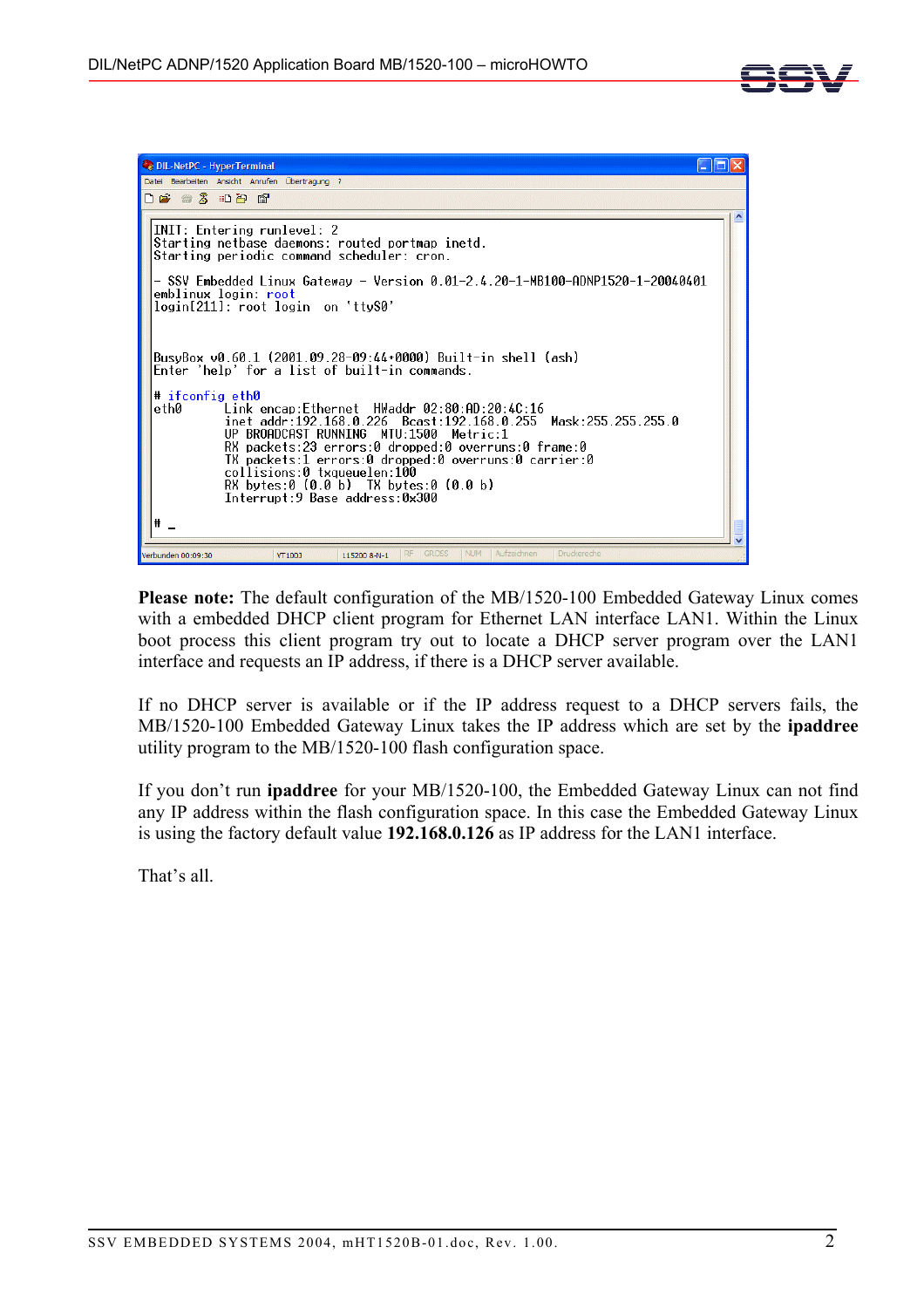```
INIT: Entering runlevel: 2
Starting netbase daemons: routed portmap inetd.
Starting periodic command scheduler: cron.

- SSV Embedded Linux Gateway - Version 0.01-2.4.20-1-MB100-ADNP1520-1-20040401
emblinux login: root
login[211]: root login  on 'ttyS0'


BusyBox v0.60.1 (2001.09.28-09:44+0000) Built-in shell (ash)
Enter 'help' for a list of built-in commands.

# ifconfig eth0
eth0      Link encap:Ethernet  HWaddr 02:80:AD:20:4C:16
          inet addr:192.168.0.226  Bcast:192.168.0.255  Mask:255.255.255.0
          UP BROADCAST RUNNING  MTU:1500  Metric:1
          RX packets:23 errors:0 dropped:0 overruns:0 frame:0
          TX packets:1 errors:0 dropped:0 overruns:0 carrier:0
          collisions:0 txqueuelen:100
          RX bytes:0 (0.0 b)  TX bytes:0 (0.0 b)
          Interrupt:9 Base address:0x300

# _
```

**Please note:** The default configuration of the MB/1520-100 Embedded Gateway Linux comes with a embedded DHCP client program for Ethernet LAN interface LAN1. Within the Linux boot process this client program try out to locate a DHCP server program over the LAN1 interface and requests an IP address, if there is a DHCP server available.

If no DHCP server is available or if the IP address request to a DHCP servers fails, the MB/1520-100 Embedded Gateway Linux takes the IP address which are set by the **ipaddree** utility program to the MB/1520-100 flash configuration space.

If you don't run **ipaddree** for your MB/1520-100, the Embedded Gateway Linux can not find any IP address within the flash configuration space. In this case the Embedded Gateway Linux is using the factory default value **192.168.0.126** as IP address for the LAN1 interface.

That's all.